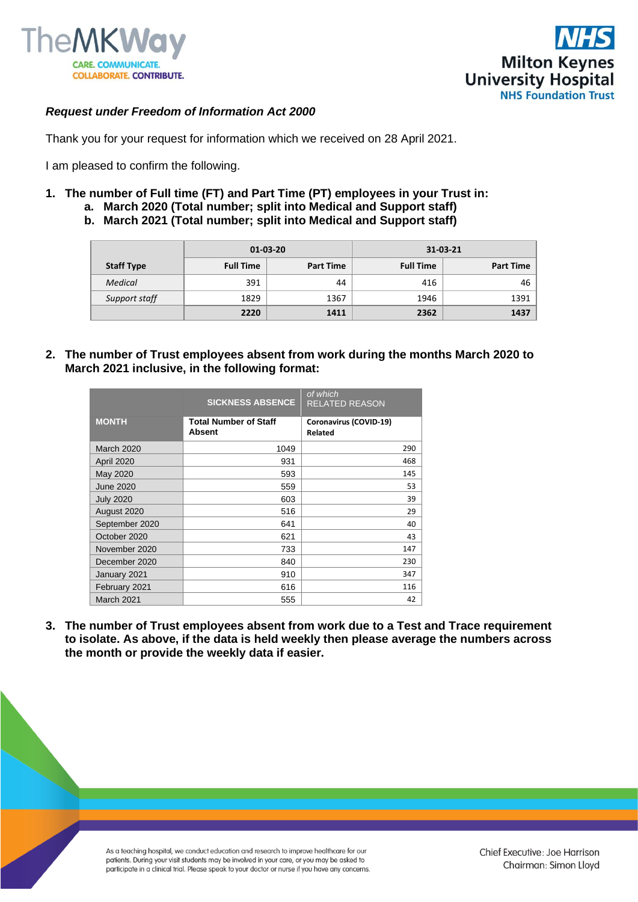*Request under Freedom of Information Act 2000*

Thank you for your request for information which we received on 28 April 2021.

I am pleased to confirm the following.

1. **The number of Full time (FT) and Part Time (PT) employees in your Trust in:**
   a. **March 2020 (Total number; split into Medical and Support staff)**
   b. **March 2021 (Total number; split into Medical and Support staff)**

| Staff Type | 01-03-20 | | 31-03-21 | |
|---|---|---|---|---|
| | Full Time | Part Time | Full Time | Part Time |
| *Medical* | 391 | 44 | 416 | 46 |
| *Support staff* | 1829 | 1367 | 1946 | 1391 |
| | **2220** | **1411** | **2362** | **1437** |

2. **The number of Trust employees absent from work during the months March 2020 to March 2021 inclusive, in the following format:**

| MONTH | SICKNESS ABSENCE<br>Total Number of Staff Absent | *of which* RELATED REASON<br>Coronavirus (COVID-19) Related |
|---|---|---|
| March 2020 | 1049 | 290 |
| April 2020 | 931 | 468 |
| May 2020 | 593 | 145 |
| June 2020 | 559 | 53 |
| July 2020 | 603 | 39 |
| August 2020 | 516 | 29 |
| September 2020 | 641 | 40 |
| October 2020 | 621 | 43 |
| November 2020 | 733 | 147 |
| December 2020 | 840 | 230 |
| January 2021 | 910 | 347 |
| February 2021 | 616 | 116 |
| March 2021 | 555 | 42 |

3. **The number of Trust employees absent from work due to a Test and Trace requirement to isolate. As above, if the data is held weekly then please average the numbers across the month or provide the weekly data if easier.**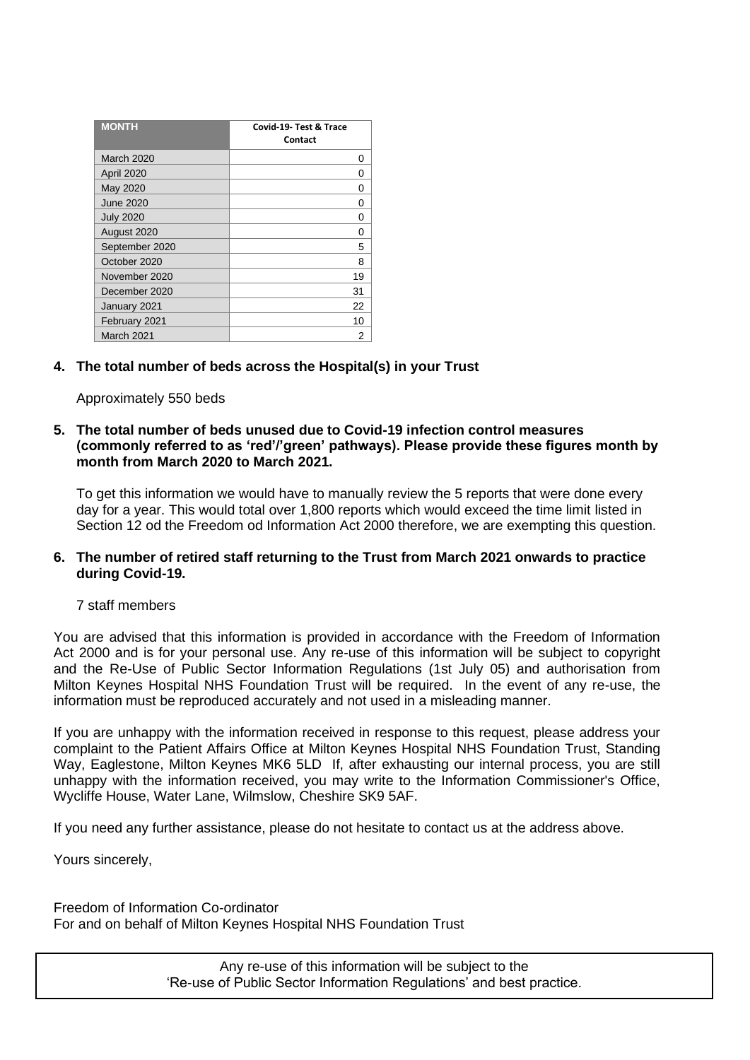| MONTH | Covid-19- Test & Trace Contact |
|---|---|
| March 2020 | 0 |
| April 2020 | 0 |
| May 2020 | 0 |
| June 2020 | 0 |
| July 2020 | 0 |
| August 2020 | 0 |
| September 2020 | 5 |
| October 2020 | 8 |
| November 2020 | 19 |
| December 2020 | 31 |
| January 2021 | 22 |
| February 2021 | 10 |
| March 2021 | 2 |

**4. The total number of beds across the Hospital(s) in your Trust**

Approximately 550 beds

**5. The total number of beds unused due to Covid-19 infection control measures (commonly referred to as 'red'/'green' pathways). Please provide these figures month by month from March 2020 to March 2021.**

To get this information we would have to manually review the 5 reports that were done every day for a year. This would total over 1,800 reports which would exceed the time limit listed in Section 12 od the Freedom od Information Act 2000 therefore, we are exempting this question.

**6. The number of retired staff returning to the Trust from March 2021 onwards to practice during Covid-19.**

7 staff members

You are advised that this information is provided in accordance with the Freedom of Information Act 2000 and is for your personal use. Any re-use of this information will be subject to copyright and the Re-Use of Public Sector Information Regulations (1st July 05) and authorisation from Milton Keynes Hospital NHS Foundation Trust will be required. In the event of any re-use, the information must be reproduced accurately and not used in a misleading manner.

If you are unhappy with the information received in response to this request, please address your complaint to the Patient Affairs Office at Milton Keynes Hospital NHS Foundation Trust, Standing Way, Eaglestone, Milton Keynes MK6 5LD If, after exhausting our internal process, you are still unhappy with the information received, you may write to the Information Commissioner's Office, Wycliffe House, Water Lane, Wilmslow, Cheshire SK9 5AF.

If you need any further assistance, please do not hesitate to contact us at the address above.

Yours sincerely,

Freedom of Information Co-ordinator
For and on behalf of Milton Keynes Hospital NHS Foundation Trust

Any re-use of this information will be subject to the 'Re-use of Public Sector Information Regulations' and best practice.